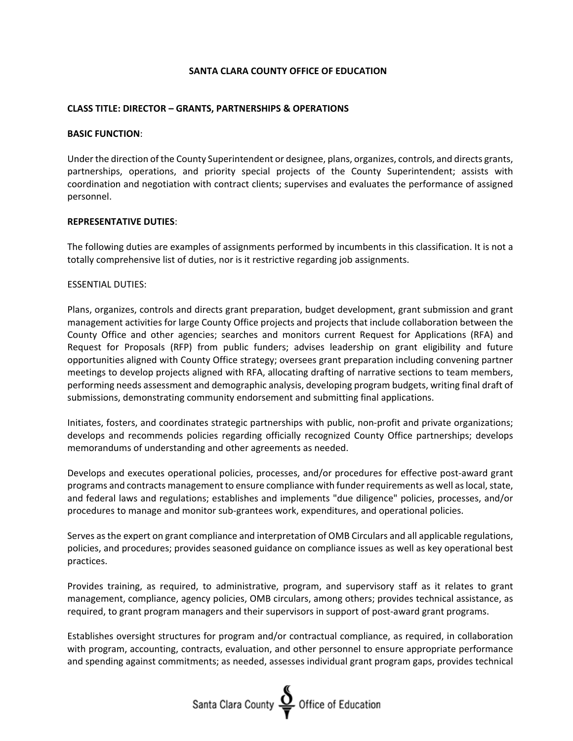# SANTA CLARA COUNTY OFFICE OF EDUCATION

## CLASS TITLE: DIRECTOR – GRANTS, PARTNERSHIPS & OPERATIONS

**BASIC FUNCTION**:

Under the direction of the County Superintendent or designee, plans, organizes, controls, and directs grants, partnerships, operations, and priority special projects of the County Superintendent; assists with coordination and negotiation with contract clients; supervises and evaluates the performance of assigned personnel.

**REPRESENTATIVE DUTIES**:

The following duties are examples of assignments performed by incumbents in this classification. It is not a totally comprehensive list of duties, nor is it restrictive regarding job assignments.

ESSENTIAL DUTIES:

Plans, organizes, controls and directs grant preparation, budget development, grant submission and grant management activities for large County Office projects and projects that include collaboration between the County Office and other agencies; searches and monitors current Request for Applications (RFA) and Request for Proposals (RFP) from public funders; advises leadership on grant eligibility and future opportunities aligned with County Office strategy; oversees grant preparation including convening partner meetings to develop projects aligned with RFA, allocating drafting of narrative sections to team members, performing needs assessment and demographic analysis, developing program budgets, writing final draft of submissions, demonstrating community endorsement and submitting final applications.

Initiates, fosters, and coordinates strategic partnerships with public, non-profit and private organizations; develops and recommends policies regarding officially recognized County Office partnerships; develops memorandums of understanding and other agreements as needed.

Develops and executes operational policies, processes, and/or procedures for effective post-award grant programs and contracts management to ensure compliance with funder requirements as well as local, state, and federal laws and regulations; establishes and implements "due diligence" policies, processes, and/or procedures to manage and monitor sub-grantees work, expenditures, and operational policies.

Serves as the expert on grant compliance and interpretation of OMB Circulars and all applicable regulations, policies, and procedures; provides seasoned guidance on compliance issues as well as key operational best practices.

Provides training, as required, to administrative, program, and supervisory staff as it relates to grant management, compliance, agency policies, OMB circulars, among others; provides technical assistance, as required, to grant program managers and their supervisors in support of post-award grant programs.

Establishes oversight structures for program and/or contractual compliance, as required, in collaboration with program, accounting, contracts, evaluation, and other personnel to ensure appropriate performance and spending against commitments; as needed, assesses individual grant program gaps, provides technical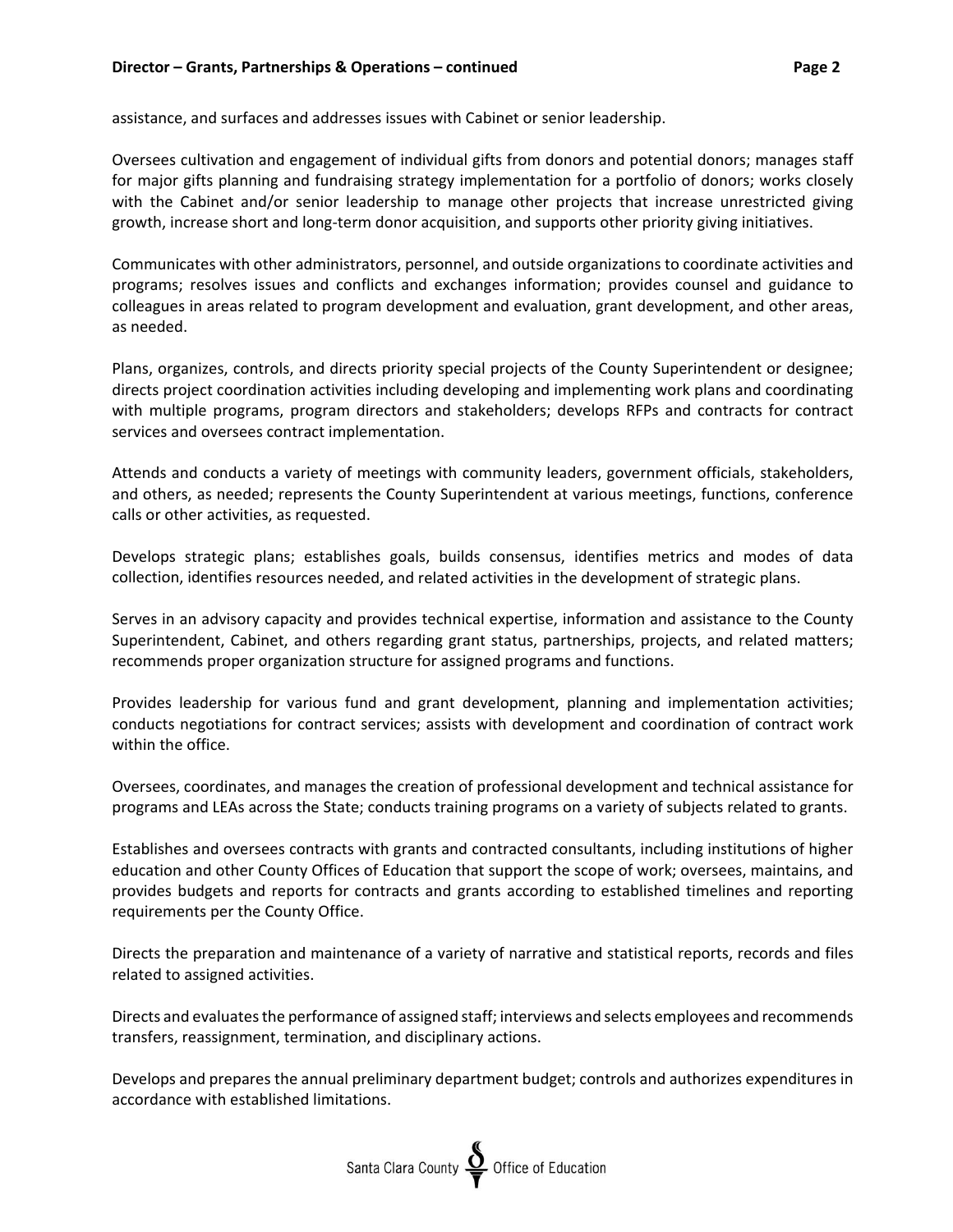assistance, and surfaces and addresses issues with Cabinet or senior leadership.

Oversees cultivation and engagement of individual gifts from donors and potential donors; manages staff for major gifts planning and fundraising strategy implementation for a portfolio of donors; works closely with the Cabinet and/or senior leadership to manage other projects that increase unrestricted giving growth, increase short and long-term donor acquisition, and supports other priority giving initiatives.

Communicates with other administrators, personnel, and outside organizations to coordinate activities and programs; resolves issues and conflicts and exchanges information; provides counsel and guidance to colleagues in areas related to program development and evaluation, grant development, and other areas, as needed.

Plans, organizes, controls, and directs priority special projects of the County Superintendent or designee; directs project coordination activities including developing and implementing work plans and coordinating with multiple programs, program directors and stakeholders; develops RFPs and contracts for contract services and oversees contract implementation.

Attends and conducts a variety of meetings with community leaders, government officials, stakeholders, and others, as needed; represents the County Superintendent at various meetings, functions, conference calls or other activities, as requested.

Develops strategic plans; establishes goals, builds consensus, identifies metrics and modes of data collection, identifies resources needed, and related activities in the development of strategic plans.

Serves in an advisory capacity and provides technical expertise, information and assistance to the County Superintendent, Cabinet, and others regarding grant status, partnerships, projects, and related matters; recommends proper organization structure for assigned programs and functions.

Provides leadership for various fund and grant development, planning and implementation activities; conducts negotiations for contract services; assists with development and coordination of contract work within the office.

Oversees, coordinates, and manages the creation of professional development and technical assistance for programs and LEAs across the State; conducts training programs on a variety of subjects related to grants.

Establishes and oversees contracts with grants and contracted consultants, including institutions of higher education and other County Offices of Education that support the scope of work; oversees, maintains, and provides budgets and reports for contracts and grants according to established timelines and reporting requirements per the County Office.

Directs the preparation and maintenance of a variety of narrative and statistical reports, records and files related to assigned activities.

Directs and evaluates the performance of assigned staff; interviews and selects employees and recommends transfers, reassignment, termination, and disciplinary actions.

Develops and prepares the annual preliminary department budget; controls and authorizes expenditures in accordance with established limitations.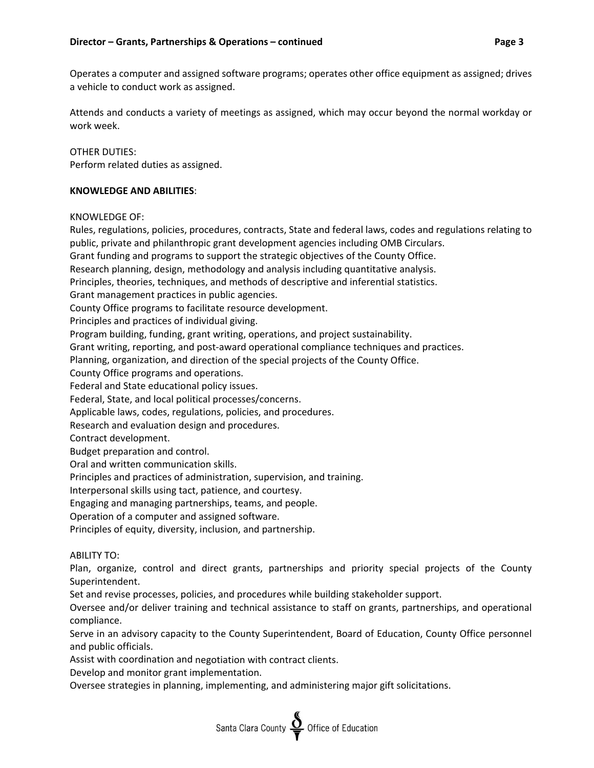Operates a computer and assigned software programs; operates other office equipment as assigned; drives a vehicle to conduct work as assigned.

Attends and conducts a variety of meetings as assigned, which may occur beyond the normal workday or work week.

OTHER DUTIES:
Perform related duties as assigned.

**KNOWLEDGE AND ABILITIES**:

KNOWLEDGE OF:
Rules, regulations, policies, procedures, contracts, State and federal laws, codes and regulations relating to public, private and philanthropic grant development agencies including OMB Circulars.
Grant funding and programs to support the strategic objectives of the County Office.
Research planning, design, methodology and analysis including quantitative analysis.
Principles, theories, techniques, and methods of descriptive and inferential statistics.
Grant management practices in public agencies.
County Office programs to facilitate resource development.
Principles and practices of individual giving.
Program building, funding, grant writing, operations, and project sustainability.
Grant writing, reporting, and post-award operational compliance techniques and practices.
Planning, organization, and direction of the special projects of the County Office.
County Office programs and operations.
Federal and State educational policy issues.
Federal, State, and local political processes/concerns.
Applicable laws, codes, regulations, policies, and procedures.
Research and evaluation design and procedures.
Contract development.
Budget preparation and control.
Oral and written communication skills.
Principles and practices of administration, supervision, and training.
Interpersonal skills using tact, patience, and courtesy.
Engaging and managing partnerships, teams, and people.
Operation of a computer and assigned software.
Principles of equity, diversity, inclusion, and partnership.

ABILITY TO:
Plan, organize, control and direct grants, partnerships and priority special projects of the County Superintendent.
Set and revise processes, policies, and procedures while building stakeholder support.
Oversee and/or deliver training and technical assistance to staff on grants, partnerships, and operational compliance.
Serve in an advisory capacity to the County Superintendent, Board of Education, County Office personnel and public officials.
Assist with coordination and negotiation with contract clients.
Develop and monitor grant implementation.
Oversee strategies in planning, implementing, and administering major gift solicitations.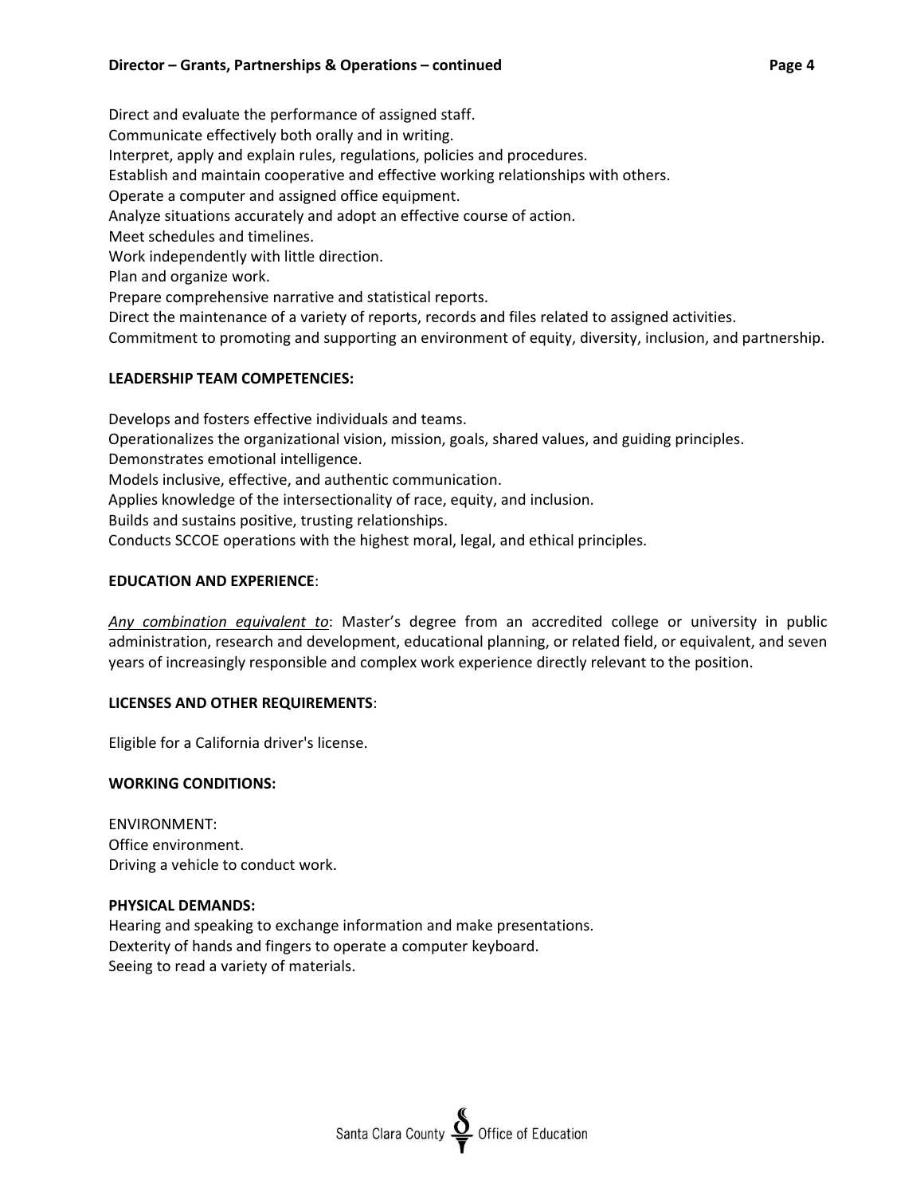Direct and evaluate the performance of assigned staff.
Communicate effectively both orally and in writing.
Interpret, apply and explain rules, regulations, policies and procedures.
Establish and maintain cooperative and effective working relationships with others.
Operate a computer and assigned office equipment.
Analyze situations accurately and adopt an effective course of action.
Meet schedules and timelines.
Work independently with little direction.
Plan and organize work.
Prepare comprehensive narrative and statistical reports.
Direct the maintenance of a variety of reports, records and files related to assigned activities.
Commitment to promoting and supporting an environment of equity, diversity, inclusion, and partnership.

**LEADERSHIP TEAM COMPETENCIES:**

Develops and fosters effective individuals and teams.
Operationalizes the organizational vision, mission, goals, shared values, and guiding principles.
Demonstrates emotional intelligence.
Models inclusive, effective, and authentic communication.
Applies knowledge of the intersectionality of race, equity, and inclusion.
Builds and sustains positive, trusting relationships.
Conducts SCCOE operations with the highest moral, legal, and ethical principles.

**EDUCATION AND EXPERIENCE**:

*Any combination equivalent to*: Master's degree from an accredited college or university in public administration, research and development, educational planning, or related field, or equivalent, and seven years of increasingly responsible and complex work experience directly relevant to the position.

**LICENSES AND OTHER REQUIREMENTS**:

Eligible for a California driver's license.

**WORKING CONDITIONS:**

ENVIRONMENT:
Office environment.
Driving a vehicle to conduct work.

**PHYSICAL DEMANDS:**
Hearing and speaking to exchange information and make presentations.
Dexterity of hands and fingers to operate a computer keyboard.
Seeing to read a variety of materials.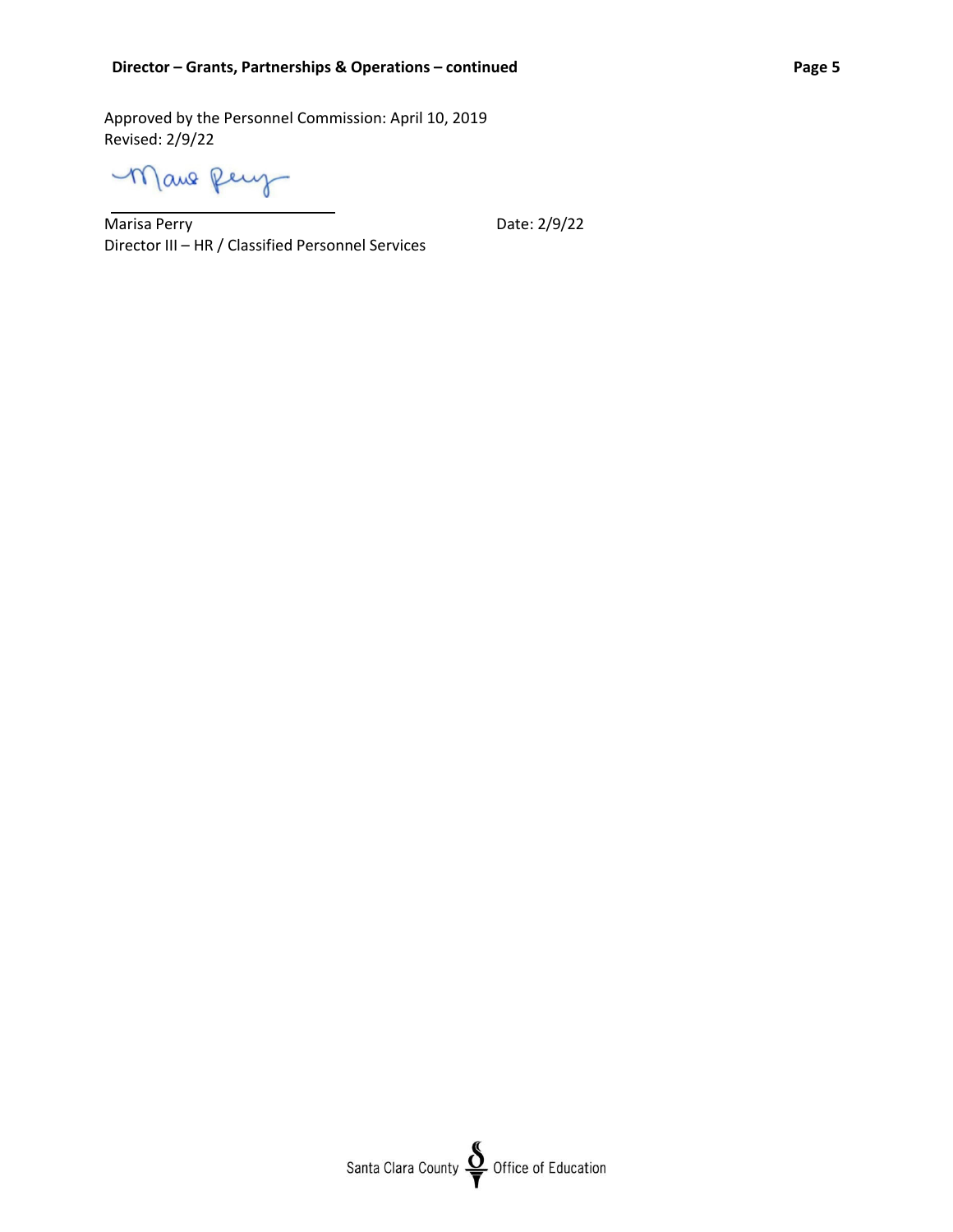Approved by the Personnel Commission: April 10, 2019
Revised: 2/9/22

Marisa Perry
Director III – HR / Classified Personnel Services

Date: 2/9/22